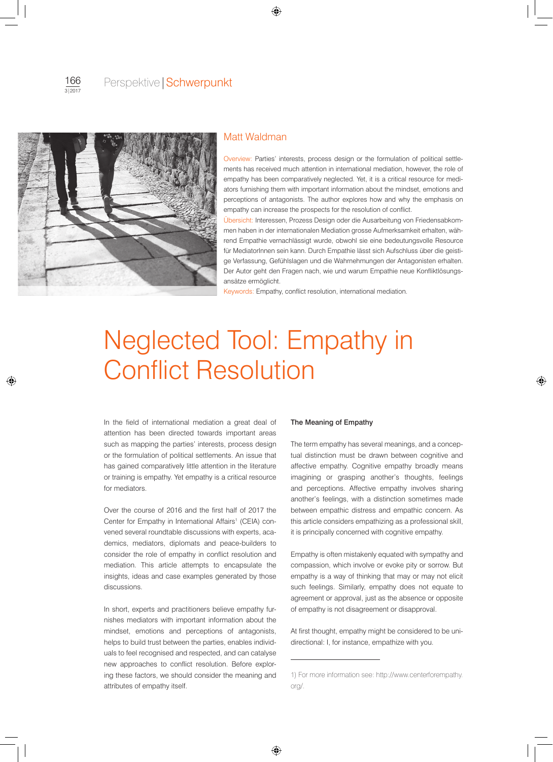Matt Waldman

Overview: Parties' interests, process design or the formulation of political settlements has received much attention in international mediation, however, the role of empathy has been comparatively neglected. Yet, it is a critical resource for mediators furnishing them with important information about the mindset, emotions and perceptions of antagonists. The author explores how and why the emphasis on empathy can increase the prospects for the resolution of conflict.

Übersicht: Interessen, Prozess Design oder die Ausarbeitung von Friedensabkommen haben in der internationalen Mediation grosse Aufmerksamkeit erhalten, während Empathie vernachlässigt wurde, obwohl sie eine bedeutungsvolle Resource für MediatorInnen sein kann. Durch Empathie lässt sich Aufschluss über die geistige Verfassung, Gefühlslagen und die Wahrnehmungen der Antagonisten erhalten. Der Autor geht den Fragen nach, wie und warum Empathie neue Konfliktlösungsansätze ermöglicht.

Keywords: Empathy, conflict resolution, international mediation.

# Neglected Tool: Empathy in Conflict Resolution

In the field of international mediation a great deal of attention has been directed towards important areas such as mapping the parties' interests, process design or the formulation of political settlements. An issue that has gained comparatively little attention in the literature or training is empathy. Yet empathy is a critical resource for mediators.

Over the course of 2016 and the first half of 2017 the Center for Empathy in International Affairs[1] (CEIA) convened several roundtable discussions with experts, academics, mediators, diplomats and peace-builders to consider the role of empathy in conflict resolution and mediation. This article attempts to encapsulate the insights, ideas and case examples generated by those discussions.

In short, experts and practitioners believe empathy furnishes mediators with important information about the mindset, emotions and perceptions of antagonists, helps to build trust between the parties, enables individuals to feel recognised and respected, and can catalyse new approaches to conflict resolution. Before exploring these factors, we should consider the meaning and attributes of empathy itself.

## The Meaning of Empathy

The term empathy has several meanings, and a conceptual distinction must be drawn between cognitive and affective empathy. Cognitive empathy broadly means imagining or grasping another's thoughts, feelings and perceptions. Affective empathy involves sharing another's feelings, with a distinction sometimes made between empathic distress and empathic concern. As this article considers empathizing as a professional skill, it is principally concerned with cognitive empathy.

Empathy is often mistakenly equated with sympathy and compassion, which involve or evoke pity or sorrow. But empathy is a way of thinking that may or may not elicit such feelings. Similarly, empathy does not equate to agreement or approval, just as the absence or opposite of empathy is not disagreement or disapproval.

At first thought, empathy might be considered to be unidirectional: I, for instance, empathize with you.

---

1) For more information see: http://www.centerforempathy.org/.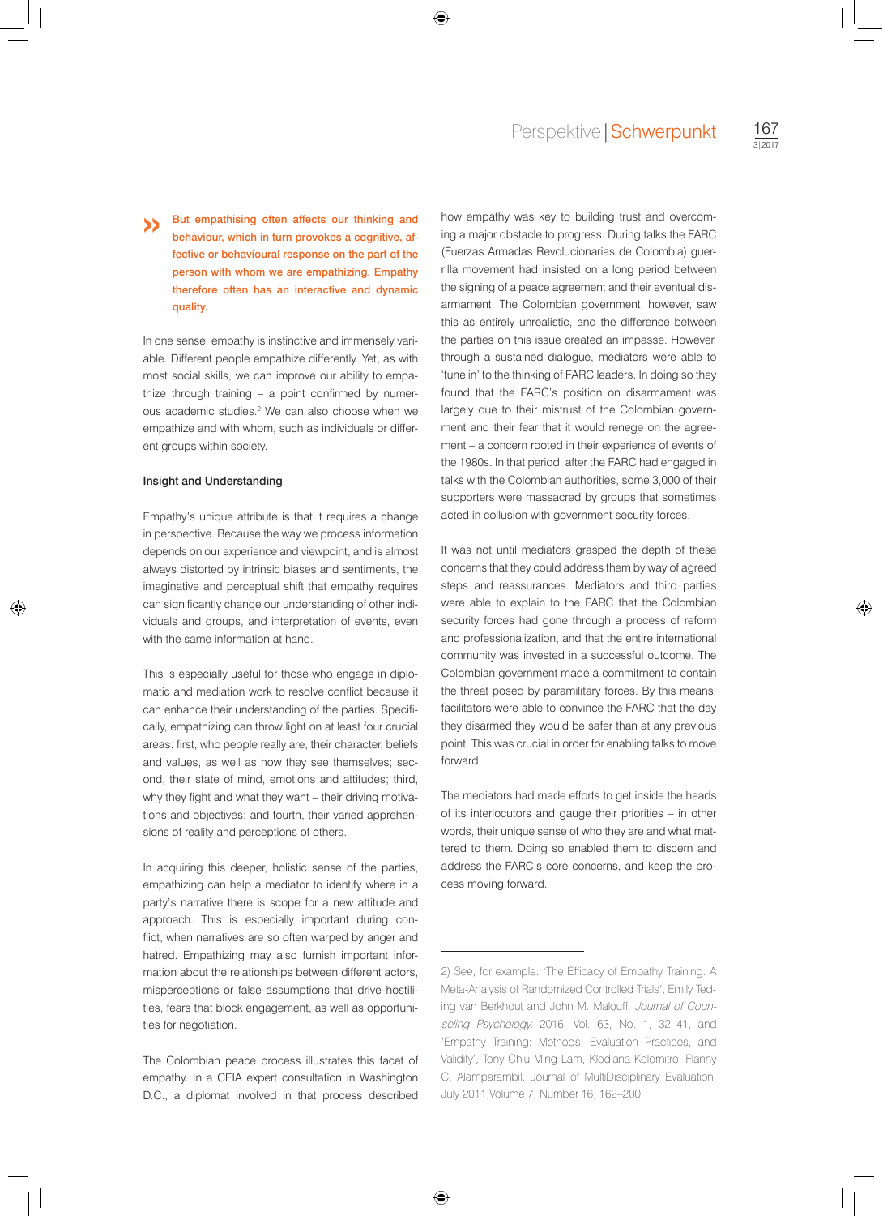» **But empathising often affects our thinking and behaviour, which in turn provokes a cognitive, affective or behavioural response on the part of the person with whom we are empathizing. Empathy therefore often has an interactive and dynamic quality.**

In one sense, empathy is instinctive and immensely variable. Different people empathize differently. Yet, as with most social skills, we can improve our ability to empathize through training – a point confirmed by numerous academic studies.[2] We can also choose when we empathize and with whom, such as individuals or different groups within society.

### Insight and Understanding

Empathy's unique attribute is that it requires a change in perspective. Because the way we process information depends on our experience and viewpoint, and is almost always distorted by intrinsic biases and sentiments, the imaginative and perceptual shift that empathy requires can significantly change our understanding of other individuals and groups, and interpretation of events, even with the same information at hand.

This is especially useful for those who engage in diplomatic and mediation work to resolve conflict because it can enhance their understanding of the parties. Specifically, empathizing can throw light on at least four crucial areas: first, who people really are, their character, beliefs and values, as well as how they see themselves; second, their state of mind, emotions and attitudes; third, why they fight and what they want – their driving motivations and objectives; and fourth, their varied apprehensions of reality and perceptions of others.

In acquiring this deeper, holistic sense of the parties, empathizing can help a mediator to identify where in a party's narrative there is scope for a new attitude and approach. This is especially important during conflict, when narratives are so often warped by anger and hatred. Empathizing may also furnish important information about the relationships between different actors, misperceptions or false assumptions that drive hostilities, fears that block engagement, as well as opportunities for negotiation.

The Colombian peace process illustrates this facet of empathy. In a CEIA expert consultation in Washington D.C., a diplomat involved in that process described how empathy was key to building trust and overcoming a major obstacle to progress. During talks the FARC (Fuerzas Armadas Revolucionarias de Colombia) guerrilla movement had insisted on a long period between the signing of a peace agreement and their eventual disarmament. The Colombian government, however, saw this as entirely unrealistic, and the difference between the parties on this issue created an impasse. However, through a sustained dialogue, mediators were able to 'tune in' to the thinking of FARC leaders. In doing so they found that the FARC's position on disarmament was largely due to their mistrust of the Colombian government and their fear that it would renege on the agreement – a concern rooted in their experience of events of the 1980s. In that period, after the FARC had engaged in talks with the Colombian authorities, some 3,000 of their supporters were massacred by groups that sometimes acted in collusion with government security forces.

It was not until mediators grasped the depth of these concerns that they could address them by way of agreed steps and reassurances. Mediators and third parties were able to explain to the FARC that the Colombian security forces had gone through a process of reform and professionalization, and that the entire international community was invested in a successful outcome. The Colombian government made a commitment to contain the threat posed by paramilitary forces. By this means, facilitators were able to convince the FARC that the day they disarmed they would be safer than at any previous point. This was crucial in order for enabling talks to move forward.

The mediators had made efforts to get inside the heads of its interlocutors and gauge their priorities – in other words, their unique sense of who they are and what mattered to them. Doing so enabled them to discern and address the FARC's core concerns, and keep the process moving forward.

---

2) See, for example: 'The Efficacy of Empathy Training: A Meta-Analysis of Randomized Controlled Trials', Emily Teding van Berkhout and John M. Malouff, *Journal of Counseling Psychology*, 2016, Vol. 63, No. 1, 32–41, and 'Empathy Training: Methods, Evaluation Practices, and Validity', Tony Chiu Ming Lam, Klodiana Kolomitro, Flanny C. Alamparambil, Journal of MultiDisciplinary Evaluation, July 2011,Volume 7, Number 16, 162–200.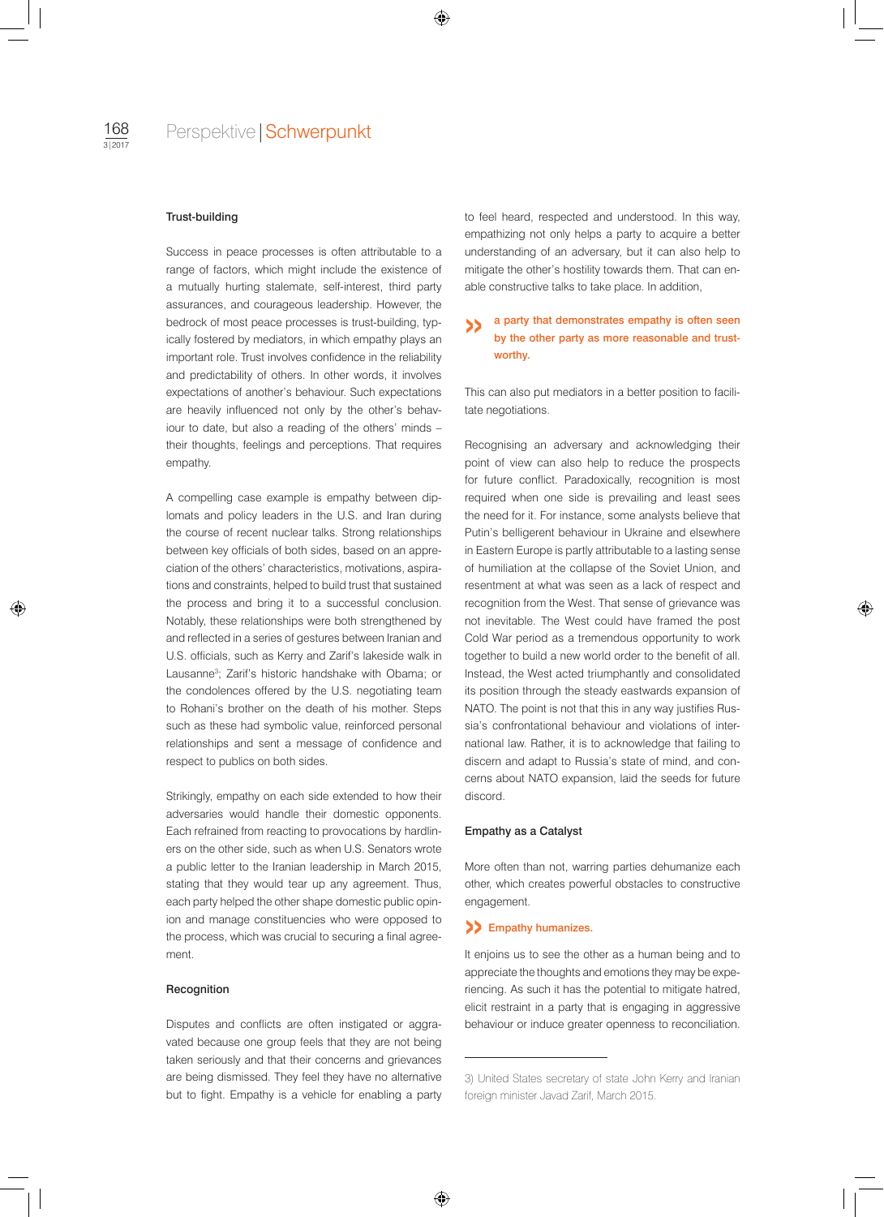### Trust-building

Success in peace processes is often attributable to a range of factors, which might include the existence of a mutually hurting stalemate, self-interest, third party assurances, and courageous leadership. However, the bedrock of most peace processes is trust-building, typically fostered by mediators, in which empathy plays an important role. Trust involves confidence in the reliability and predictability of others. In other words, it involves expectations of another's behaviour. Such expectations are heavily influenced not only by the other's behaviour to date, but also a reading of the others' minds – their thoughts, feelings and perceptions. That requires empathy.

A compelling case example is empathy between diplomats and policy leaders in the U.S. and Iran during the course of recent nuclear talks. Strong relationships between key officials of both sides, based on an appreciation of the others' characteristics, motivations, aspirations and constraints, helped to build trust that sustained the process and bring it to a successful conclusion. Notably, these relationships were both strengthened by and reflected in a series of gestures between Iranian and U.S. officials, such as Kerry and Zarif's lakeside walk in Lausanne[3]; Zarif's historic handshake with Obama; or the condolences offered by the U.S. negotiating team to Rohani's brother on the death of his mother. Steps such as these had symbolic value, reinforced personal relationships and sent a message of confidence and respect to publics on both sides.

Strikingly, empathy on each side extended to how their adversaries would handle their domestic opponents. Each refrained from reacting to provocations by hardliners on the other side, such as when U.S. Senators wrote a public letter to the Iranian leadership in March 2015, stating that they would tear up any agreement. Thus, each party helped the other shape domestic public opinion and manage constituencies who were opposed to the process, which was crucial to securing a final agreement.

### Recognition

Disputes and conflicts are often instigated or aggravated because one group feels that they are not being taken seriously and that their concerns and grievances are being dismissed. They feel they have no alternative but to fight. Empathy is a vehicle for enabling a party to feel heard, respected and understood. In this way, empathizing not only helps a party to acquire a better understanding of an adversary, but it can also help to mitigate the other's hostility towards them. That can enable constructive talks to take place. In addition,

> **a party that demonstrates empathy is often seen by the other party as more reasonable and trustworthy.**

This can also put mediators in a better position to facilitate negotiations.

Recognising an adversary and acknowledging their point of view can also help to reduce the prospects for future conflict. Paradoxically, recognition is most required when one side is prevailing and least sees the need for it. For instance, some analysts believe that Putin's belligerent behaviour in Ukraine and elsewhere in Eastern Europe is partly attributable to a lasting sense of humiliation at the collapse of the Soviet Union, and resentment at what was seen as a lack of respect and recognition from the West. That sense of grievance was not inevitable. The West could have framed the post Cold War period as a tremendous opportunity to work together to build a new world order to the benefit of all. Instead, the West acted triumphantly and consolidated its position through the steady eastwards expansion of NATO. The point is not that this in any way justifies Russia's confrontational behaviour and violations of international law. Rather, it is to acknowledge that failing to discern and adapt to Russia's state of mind, and concerns about NATO expansion, laid the seeds for future discord.

### Empathy as a Catalyst

More often than not, warring parties dehumanize each other, which creates powerful obstacles to constructive engagement.

> **Empathy humanizes.**

It enjoins us to see the other as a human being and to appreciate the thoughts and emotions they may be experiencing. As such it has the potential to mitigate hatred, elicit restraint in a party that is engaging in aggressive behaviour or induce greater openness to reconciliation.

---

3) United States secretary of state John Kerry and Iranian foreign minister Javad Zarif, March 2015.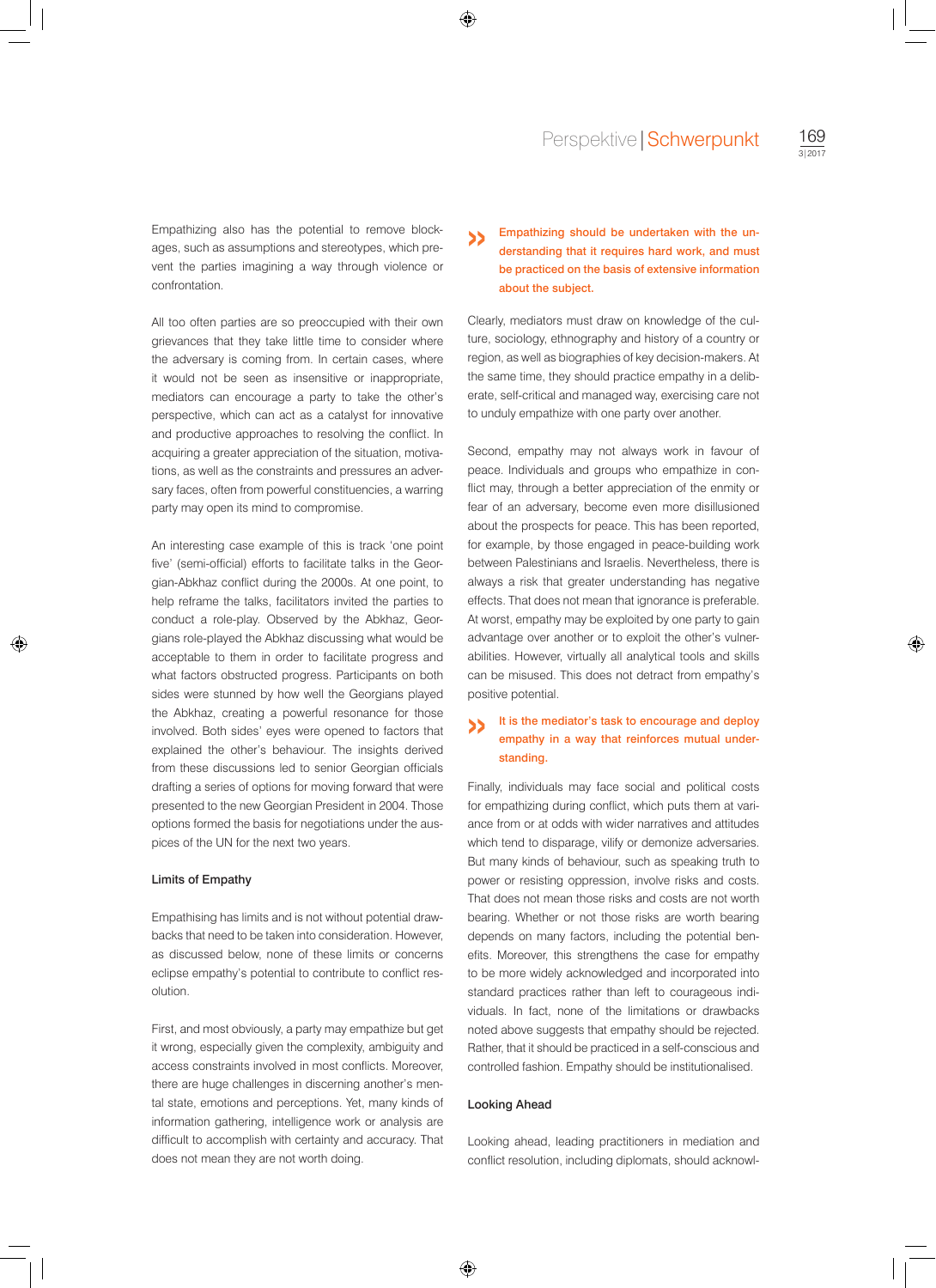Empathizing also has the potential to remove blockages, such as assumptions and stereotypes, which prevent the parties imagining a way through violence or confrontation.

All too often parties are so preoccupied with their own grievances that they take little time to consider where the adversary is coming from. In certain cases, where it would not be seen as insensitive or inappropriate, mediators can encourage a party to take the other's perspective, which can act as a catalyst for innovative and productive approaches to resolving the conflict. In acquiring a greater appreciation of the situation, motivations, as well as the constraints and pressures an adversary faces, often from powerful constituencies, a warring party may open its mind to compromise.

An interesting case example of this is track 'one point five' (semi-official) efforts to facilitate talks in the Georgian-Abkhaz conflict during the 2000s. At one point, to help reframe the talks, facilitators invited the parties to conduct a role-play. Observed by the Abkhaz, Georgians role-played the Abkhaz discussing what would be acceptable to them in order to facilitate progress and what factors obstructed progress. Participants on both sides were stunned by how well the Georgians played the Abkhaz, creating a powerful resonance for those involved. Both sides' eyes were opened to factors that explained the other's behaviour. The insights derived from these discussions led to senior Georgian officials drafting a series of options for moving forward that were presented to the new Georgian President in 2004. Those options formed the basis for negotiations under the auspices of the UN for the next two years.

### Limits of Empathy

Empathising has limits and is not without potential drawbacks that need to be taken into consideration. However, as discussed below, none of these limits or concerns eclipse empathy's potential to contribute to conflict resolution.

First, and most obviously, a party may empathize but get it wrong, especially given the complexity, ambiguity and access constraints involved in most conflicts. Moreover, there are huge challenges in discerning another's mental state, emotions and perceptions. Yet, many kinds of information gathering, intelligence work or analysis are difficult to accomplish with certainty and accuracy. That does not mean they are not worth doing.

> **Empathizing should be undertaken with the understanding that it requires hard work, and must be practiced on the basis of extensive information about the subject.**

Clearly, mediators must draw on knowledge of the culture, sociology, ethnography and history of a country or region, as well as biographies of key decision-makers. At the same time, they should practice empathy in a deliberate, self-critical and managed way, exercising care not to unduly empathize with one party over another.

Second, empathy may not always work in favour of peace. Individuals and groups who empathize in conflict may, through a better appreciation of the enmity or fear of an adversary, become even more disillusioned about the prospects for peace. This has been reported, for example, by those engaged in peace-building work between Palestinians and Israelis. Nevertheless, there is always a risk that greater understanding has negative effects. That does not mean that ignorance is preferable. At worst, empathy may be exploited by one party to gain advantage over another or to exploit the other's vulnerabilities. However, virtually all analytical tools and skills can be misused. This does not detract from empathy's positive potential.

> **It is the mediator's task to encourage and deploy empathy in a way that reinforces mutual understanding.**

Finally, individuals may face social and political costs for empathizing during conflict, which puts them at variance from or at odds with wider narratives and attitudes which tend to disparage, vilify or demonize adversaries. But many kinds of behaviour, such as speaking truth to power or resisting oppression, involve risks and costs. That does not mean those risks and costs are not worth bearing. Whether or not those risks are worth bearing depends on many factors, including the potential benefits. Moreover, this strengthens the case for empathy to be more widely acknowledged and incorporated into standard practices rather than left to courageous individuals. In fact, none of the limitations or drawbacks noted above suggests that empathy should be rejected. Rather, that it should be practiced in a self-conscious and controlled fashion. Empathy should be institutionalised.

### Looking Ahead

Looking ahead, leading practitioners in mediation and conflict resolution, including diplomats, should acknowl-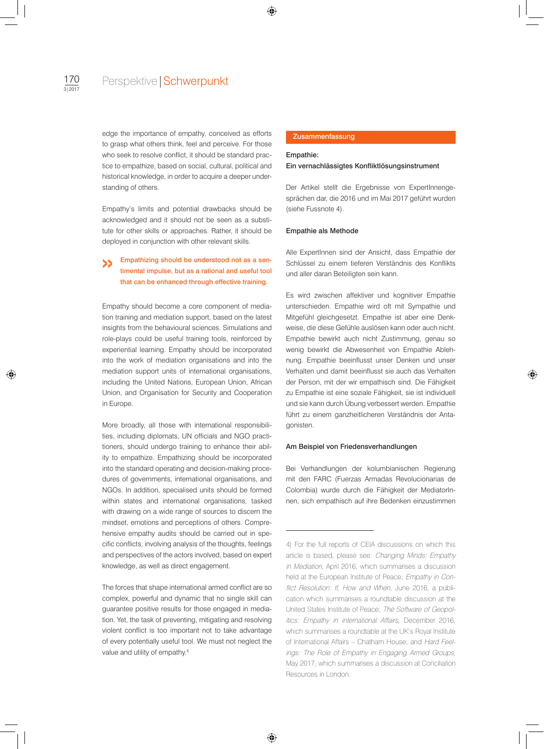edge the importance of empathy, conceived as efforts to grasp what others think, feel and perceive. For those who seek to resolve conflict, it should be standard practice to empathize, based on social, cultural, political and historical knowledge, in order to acquire a deeper understanding of others.

Empathy's limits and potential drawbacks should be acknowledged and it should not be seen as a substitute for other skills or approaches. Rather, it should be deployed in conjunction with other relevant skills.

» Empathizing should be understood not as a sentimental impulse, but as a rational and useful tool that can be enhanced through effective training.

Empathy should become a core component of mediation training and mediation support, based on the latest insights from the behavioural sciences. Simulations and role-plays could be useful training tools, reinforced by experiential learning. Empathy should be incorporated into the work of mediation organisations and into the mediation support units of international organisations, including the United Nations, European Union, African Union, and Organisation for Security and Cooperation in Europe.

More broadly, all those with international responsibilities, including diplomats, UN officials and NGO practitioners, should undergo training to enhance their ability to empathize. Empathizing should be incorporated into the standard operating and decision-making procedures of governments, international organisations, and NGOs. In addition, specialised units should be formed within states and international organisations, tasked with drawing on a wide range of sources to discern the mindset, emotions and perceptions of others. Comprehensive empathy audits should be carried out in specific conflicts, involving analysis of the thoughts, feelings and perspectives of the actors involved, based on expert knowledge, as well as direct engagement.

The forces that shape international armed conflict are so complex, powerful and dynamic that no single skill can guarantee positive results for those engaged in mediation. Yet, the task of preventing, mitigating and resolving violent conflict is too important not to take advantage of every potentially useful tool. We must not neglect the value and utility of empathy.[4]

## Zusammenfassung

### Empathie: Ein vernachlässigtes Konfliktlösungsinstrument

Der Artikel stellt die Ergebnisse von ExpertInnengesprächen dar, die 2016 und im Mai 2017 geführt wurden (siehe Fussnote 4).

**Empathie als Methode**

Alle ExpertInnen sind der Ansicht, dass Empathie der Schlüssel zu einem tieferen Verständnis des Konflikts und aller daran Beteiligten sein kann.

Es wird zwischen affektiver und kognitiver Empathie unterschieden. Empathie wird oft mit Sympathie und Mitgefühl gleichgesetzt. Empathie ist aber eine Denkweise, die diese Gefühle auslösen kann oder auch nicht. Empathie bewirkt auch nicht Zustimmung, genau so wenig bewirkt die Abwesenheit von Empathie Ablehnung. Empathie beeinflusst unser Denken und unser Verhalten und damit beeinflusst sie auch das Verhalten der Person, mit der wir empathisch sind. Die Fähigkeit zu Empathie ist eine soziale Fähigkeit, sie ist individuell und sie kann durch Übung verbessert werden. Empathie führt zu einem ganzheitlicheren Verständnis der Antagonisten.

**Am Beispiel von Friedensverhandlungen**

Bei Verhandlungen der kolumbianischen Regierung mit den FARC (Fuerzas Armadas Revolucionarias de Colombia) wurde durch die Fähigkeit der MediatorInnen, sich empathisch auf ihre Bedenken einzustimmen

---

4) For the full reports of CEIA discussions on which this article is based, please see: *Changing Minds: Empathy in Mediation,* April 2016, which summarises a discussion held at the European Institute of Peace; *Empathy in Conflict Resolution: If, How and When,* June 2016, a publication which summarises a roundtable discussion at the United States Institute of Peace; *The Software of Geopolitics: Empathy in international Affairs,* December 2016, which summarises a roundtable at the UK's Royal Institute of International Affairs – Chatham House; and *Hard Feelings: The Role of Empathy in Engaging Armed Groups,* May 2017, which summarises a discussion at Conciliation Resources in London.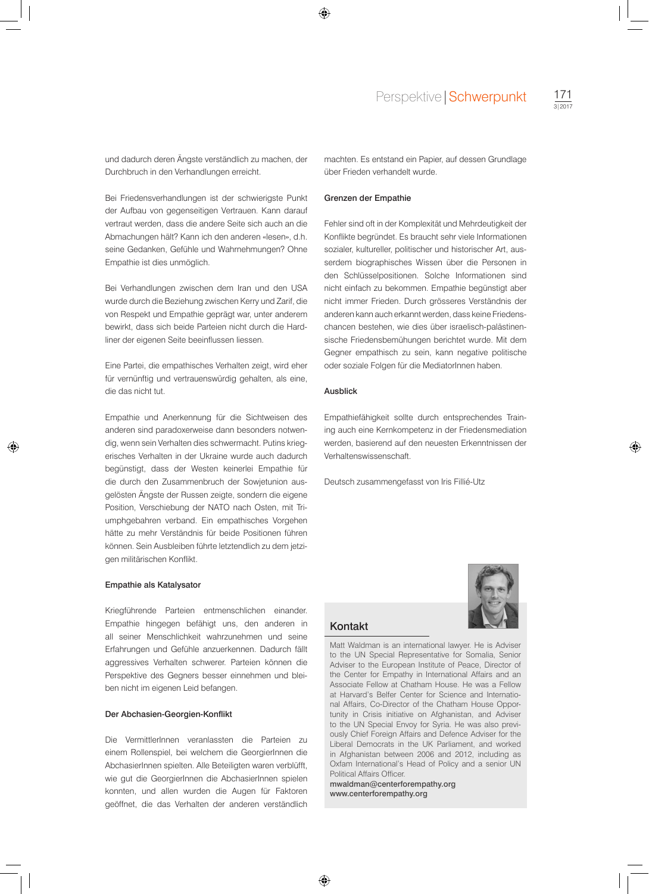und dadurch deren Ängste verständlich zu machen, der Durchbruch in den Verhandlungen erreicht.

Bei Friedensverhandlungen ist der schwierigste Punkt der Aufbau von gegenseitigen Vertrauen. Kann darauf vertraut werden, dass die andere Seite sich auch an die Abmachungen hält? Kann ich den anderen «lesen», d.h. seine Gedanken, Gefühle und Wahrnehmungen? Ohne Empathie ist dies unmöglich.

Bei Verhandlungen zwischen dem Iran und den USA wurde durch die Beziehung zwischen Kerry und Zarif, die von Respekt und Empathie geprägt war, unter anderem bewirkt, dass sich beide Parteien nicht durch die Hardliner der eigenen Seite beeinflussen liessen.

Eine Partei, die empathisches Verhalten zeigt, wird eher für vernünftig und vertrauenswürdig gehalten, als eine, die das nicht tut.

Empathie und Anerkennung für die Sichtweisen des anderen sind paradoxerweise dann besonders notwendig, wenn sein Verhalten dies schwermacht. Putins kriegerisches Verhalten in der Ukraine wurde auch dadurch begünstigt, dass der Westen keinerlei Empathie für die durch den Zusammenbruch der Sowjetunion ausgelösten Ängste der Russen zeigte, sondern die eigene Position, Verschiebung der NATO nach Osten, mit Triumphgebahren verband. Ein empathisches Vorgehen hätte zu mehr Verständnis für beide Positionen führen können. Sein Ausbleiben führte letztendlich zu dem jetzigen militärischen Konflikt.

### Empathie als Katalysator

Kriegführende Parteien entmenschlichen einander. Empathie hingegen befähigt uns, den anderen in all seiner Menschlichkeit wahrzunehmen und seine Erfahrungen und Gefühle anzuerkennen. Dadurch fällt aggressives Verhalten schwerer. Parteien können die Perspektive des Gegners besser einnehmen und bleiben nicht im eigenen Leid befangen.

### Der Abchasien-Georgien-Konflikt

Die VermittlerInnen veranlassten die Parteien zu einem Rollenspiel, bei welchem die GeorgierInnen die AbchasierInnen spielten. Alle Beteiligten waren verblüfft, wie gut die GeorgierInnen die AbchasierInnen spielen konnten, und allen wurden die Augen für Faktoren geöffnet, die das Verhalten der anderen verständlich machten. Es entstand ein Papier, auf dessen Grundlage über Frieden verhandelt wurde.

### Grenzen der Empathie

Fehler sind oft in der Komplexität und Mehrdeutigkeit der Konflikte begründet. Es braucht sehr viele Informationen sozialer, kultureller, politischer und historischer Art, ausserdem biographisches Wissen über die Personen in den Schlüsselpositionen. Solche Informationen sind nicht einfach zu bekommen. Empathie begünstigt aber nicht immer Frieden. Durch grösseres Verständnis der anderen kann auch erkannt werden, dass keine Friedenschancen bestehen, wie dies über israelisch-palästinensische Friedensbemühungen berichtet wurde. Mit dem Gegner empathisch zu sein, kann negative politische oder soziale Folgen für die MediatorInnen haben.

### Ausblick

Empathiefähigkeit sollte durch entsprechendes Training auch eine Kernkompetenz in der Friedensmediation werden, basierend auf den neuesten Erkenntnissen der Verhaltenswissenschaft.

Deutsch zusammengefasst von Iris Fillié-Utz

## Kontakt

Matt Waldman is an international lawyer. He is Adviser to the UN Special Representative for Somalia, Senior Adviser to the European Institute of Peace, Director of the Center for Empathy in International Affairs and an Associate Fellow at Chatham House. He was a Fellow at Harvard's Belfer Center for Science and International Affairs, Co-Director of the Chatham House Opportunity in Crisis initiative on Afghanistan, and Adviser to the UN Special Envoy for Syria. He was also previously Chief Foreign Affairs and Defence Adviser for the Liberal Democrats in the UK Parliament, and worked in Afghanistan between 2006 and 2012, including as Oxfam International's Head of Policy and a senior UN Political Affairs Officer.

mwaldman@centerforempathy.org
www.centerforempathy.org